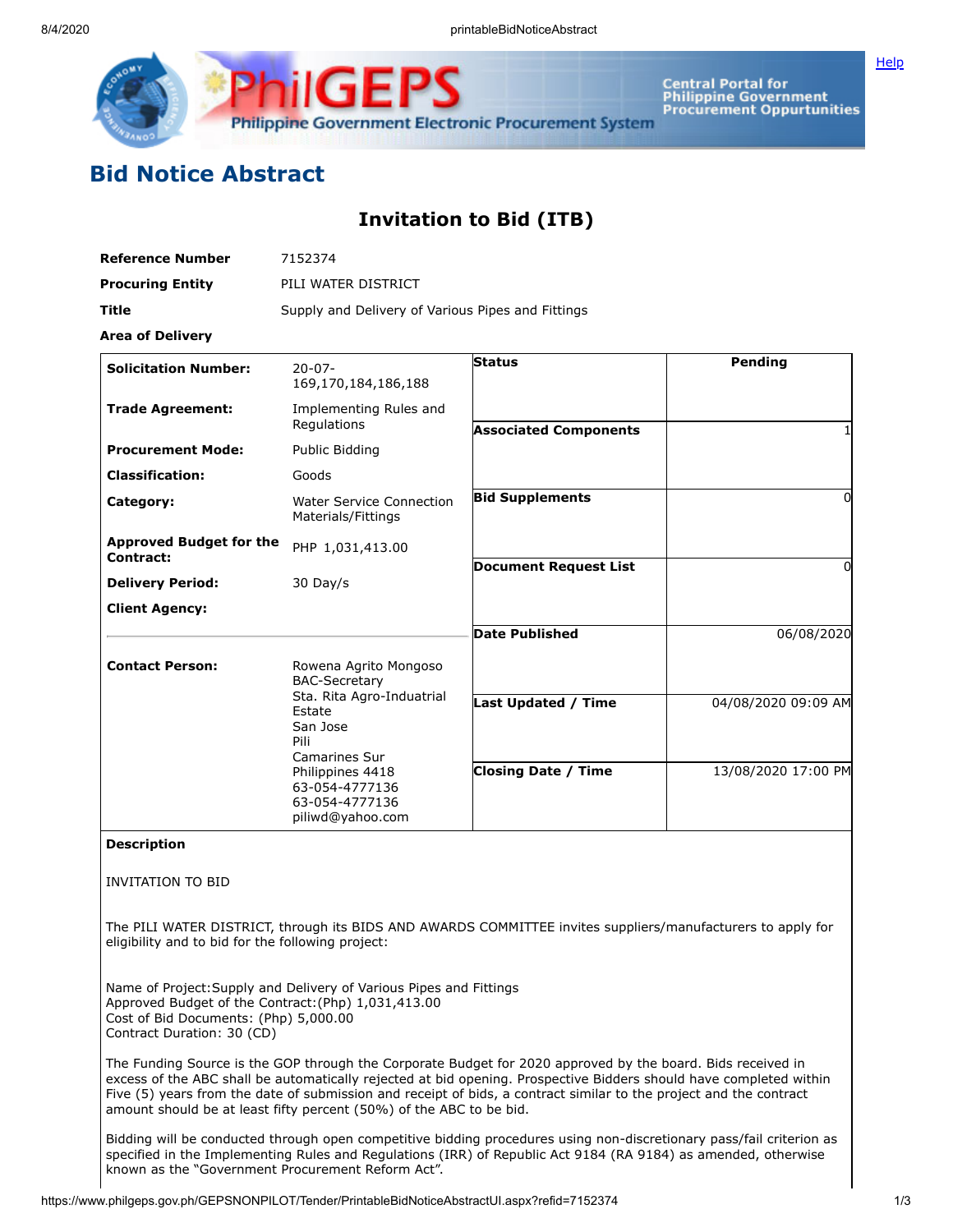# Bid Notice Abstract

## Invitation to Bid (ITB)

| | |
|---|---|
| **Reference Number** | 7152374 |
| **Procuring Entity** | PILI WATER DISTRICT |
| **Title** | Supply and Delivery of Various Pipes and Fittings |
| **Area of Delivery** | |

| | | | |
|---|---|---|---|
| **Solicitation Number:** | 20-07-169,170,184,186,188 | **Status** | Pending |
| **Trade Agreement:** | Implementing Rules and Regulations | **Associated Components** | 1 |
| **Procurement Mode:** | Public Bidding | | |
| **Classification:** | Goods | | |
| **Category:** | Water Service Connection Materials/Fittings | **Bid Supplements** | 0 |
| **Approved Budget for the Contract:** | PHP 1,031,413.00 | **Document Request List** | 0 |
| **Delivery Period:** | 30 Day/s | | |
| **Client Agency:** | | **Date Published** | 06/08/2020 |
| **Contact Person:** | Rowena Agrito Mongoso<br>BAC-Secretary<br>Sta. Rita Agro-Induatrial Estate<br>San Jose<br>Pili<br>Camarines Sur<br>Philippines 4418<br>63-054-4777136<br>63-054-4777136<br>piliwd@yahoo.com | **Last Updated / Time** | 04/08/2020 09:09 AM |
| | | **Closing Date / Time** | 13/08/2020 17:00 PM |

**Description**

INVITATION TO BID

The PILI WATER DISTRICT, through its BIDS AND AWARDS COMMITTEE invites suppliers/manufacturers to apply for eligibility and to bid for the following project:

Name of Project:Supply and Delivery of Various Pipes and Fittings
Approved Budget of the Contract:(Php) 1,031,413.00
Cost of Bid Documents: (Php) 5,000.00
Contract Duration: 30 (CD)

The Funding Source is the GOP through the Corporate Budget for 2020 approved by the board. Bids received in excess of the ABC shall be automatically rejected at bid opening. Prospective Bidders should have completed within Five (5) years from the date of submission and receipt of bids, a contract similar to the project and the contract amount should be at least fifty percent (50%) of the ABC to be bid.

Bidding will be conducted through open competitive bidding procedures using non-discretionary pass/fail criterion as specified in the Implementing Rules and Regulations (IRR) of Republic Act 9184 (RA 9184) as amended, otherwise known as the "Government Procurement Reform Act".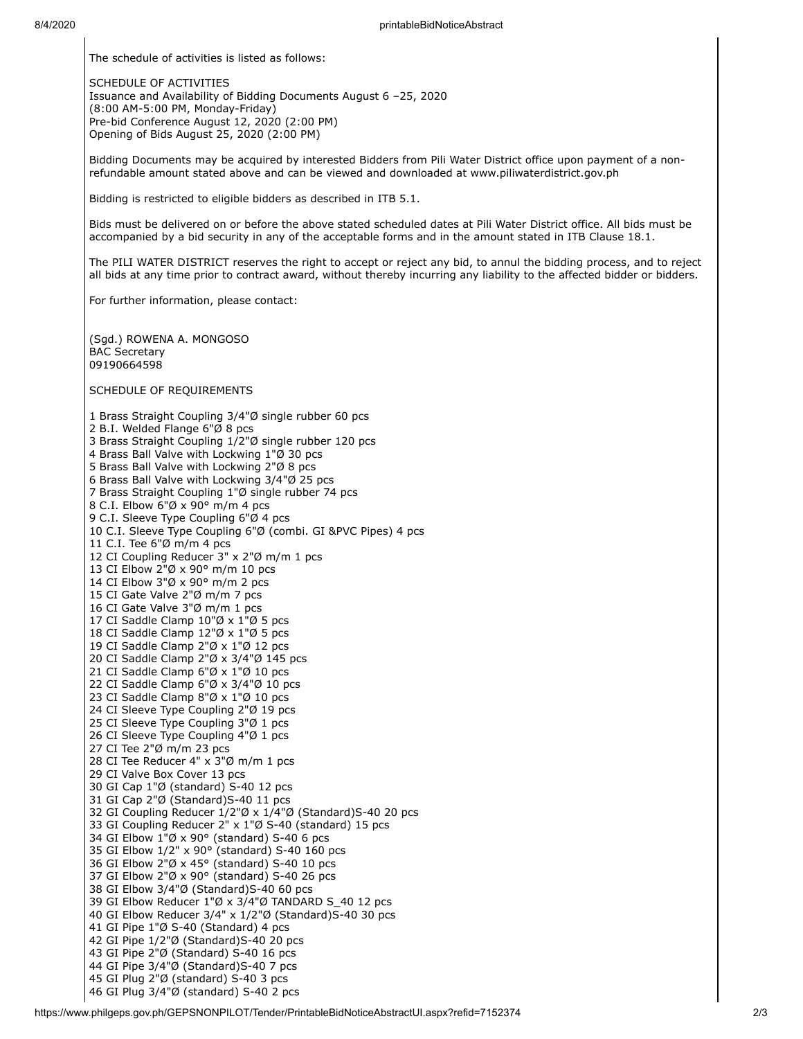The schedule of activities is listed as follows:

SCHEDULE OF ACTIVITIES
Issuance and Availability of Bidding Documents August 6 –25, 2020
(8:00 AM-5:00 PM, Monday-Friday)
Pre-bid Conference August 12, 2020 (2:00 PM)
Opening of Bids August 25, 2020 (2:00 PM)

Bidding Documents may be acquired by interested Bidders from Pili Water District office upon payment of a non-refundable amount stated above and can be viewed and downloaded at www.piliwaterdistrict.gov.ph

Bidding is restricted to eligible bidders as described in ITB 5.1.

Bids must be delivered on or before the above stated scheduled dates at Pili Water District office. All bids must be accompanied by a bid security in any of the acceptable forms and in the amount stated in ITB Clause 18.1.

The PILI WATER DISTRICT reserves the right to accept or reject any bid, to annul the bidding process, and to reject all bids at any time prior to contract award, without thereby incurring any liability to the affected bidder or bidders.

For further information, please contact:

(Sgd.) ROWENA A. MONGOSO
BAC Secretary
09190664598

SCHEDULE OF REQUIREMENTS

1 Brass Straight Coupling 3/4"Ø single rubber 60 pcs
2 B.I. Welded Flange 6"Ø 8 pcs
3 Brass Straight Coupling 1/2"Ø single rubber 120 pcs
4 Brass Ball Valve with Lockwing 1"Ø 30 pcs
5 Brass Ball Valve with Lockwing 2"Ø 8 pcs
6 Brass Ball Valve with Lockwing 3/4"Ø 25 pcs
7 Brass Straight Coupling 1"Ø single rubber 74 pcs
8 C.I. Elbow 6"Ø x 90° m/m 4 pcs
9 C.I. Sleeve Type Coupling 6"Ø 4 pcs
10 C.I. Sleeve Type Coupling 6"Ø (combi. GI &PVC Pipes) 4 pcs
11 C.I. Tee 6"Ø m/m 4 pcs
12 CI Coupling Reducer 3" x 2"Ø m/m 1 pcs
13 CI Elbow 2"Ø x 90° m/m 10 pcs
14 CI Elbow 3"Ø x 90° m/m 2 pcs
15 CI Gate Valve 2"Ø m/m 7 pcs
16 CI Gate Valve 3"Ø m/m 1 pcs
17 CI Saddle Clamp 10"Ø x 1"Ø 5 pcs
18 CI Saddle Clamp 12"Ø x 1"Ø 5 pcs
19 CI Saddle Clamp 2"Ø x 1"Ø 12 pcs
20 CI Saddle Clamp 2"Ø x 3/4"Ø 145 pcs
21 CI Saddle Clamp 6"Ø x 1"Ø 10 pcs
22 CI Saddle Clamp 6"Ø x 3/4"Ø 10 pcs
23 CI Saddle Clamp 8"Ø x 1"Ø 10 pcs
24 CI Sleeve Type Coupling 2"Ø 19 pcs
25 CI Sleeve Type Coupling 3"Ø 1 pcs
26 CI Sleeve Type Coupling 4"Ø 1 pcs
27 CI Tee 2"Ø m/m 23 pcs
28 CI Tee Reducer 4" x 3"Ø m/m 1 pcs
29 CI Valve Box Cover 13 pcs
30 GI Cap 1"Ø (standard) S-40 12 pcs
31 GI Cap 2"Ø (Standard)S-40 11 pcs
32 GI Coupling Reducer 1/2"Ø x 1/4"Ø (Standard)S-40 20 pcs
33 GI Coupling Reducer 2" x 1"Ø S-40 (standard) 15 pcs
34 GI Elbow 1"Ø x 90° (standard) S-40 6 pcs
35 GI Elbow 1/2" x 90° (standard) S-40 160 pcs
36 GI Elbow 2"Ø x 45° (standard) S-40 10 pcs
37 GI Elbow 2"Ø x 90° (standard) S-40 26 pcs
38 GI Elbow 3/4"Ø (Standard)S-40 60 pcs
39 GI Elbow Reducer 1"Ø x 3/4"Ø TANDARD S_40 12 pcs
40 GI Elbow Reducer 3/4" x 1/2"Ø (Standard)S-40 30 pcs
41 GI Pipe 1"Ø S-40 (Standard) 4 pcs
42 GI Pipe 1/2"Ø (Standard)S-40 20 pcs
43 GI Pipe 2"Ø (Standard) S-40 16 pcs
44 GI Pipe 3/4"Ø (Standard)S-40 7 pcs
45 GI Plug 2"Ø (standard) S-40 3 pcs
46 GI Plug 3/4"Ø (standard) S-40 2 pcs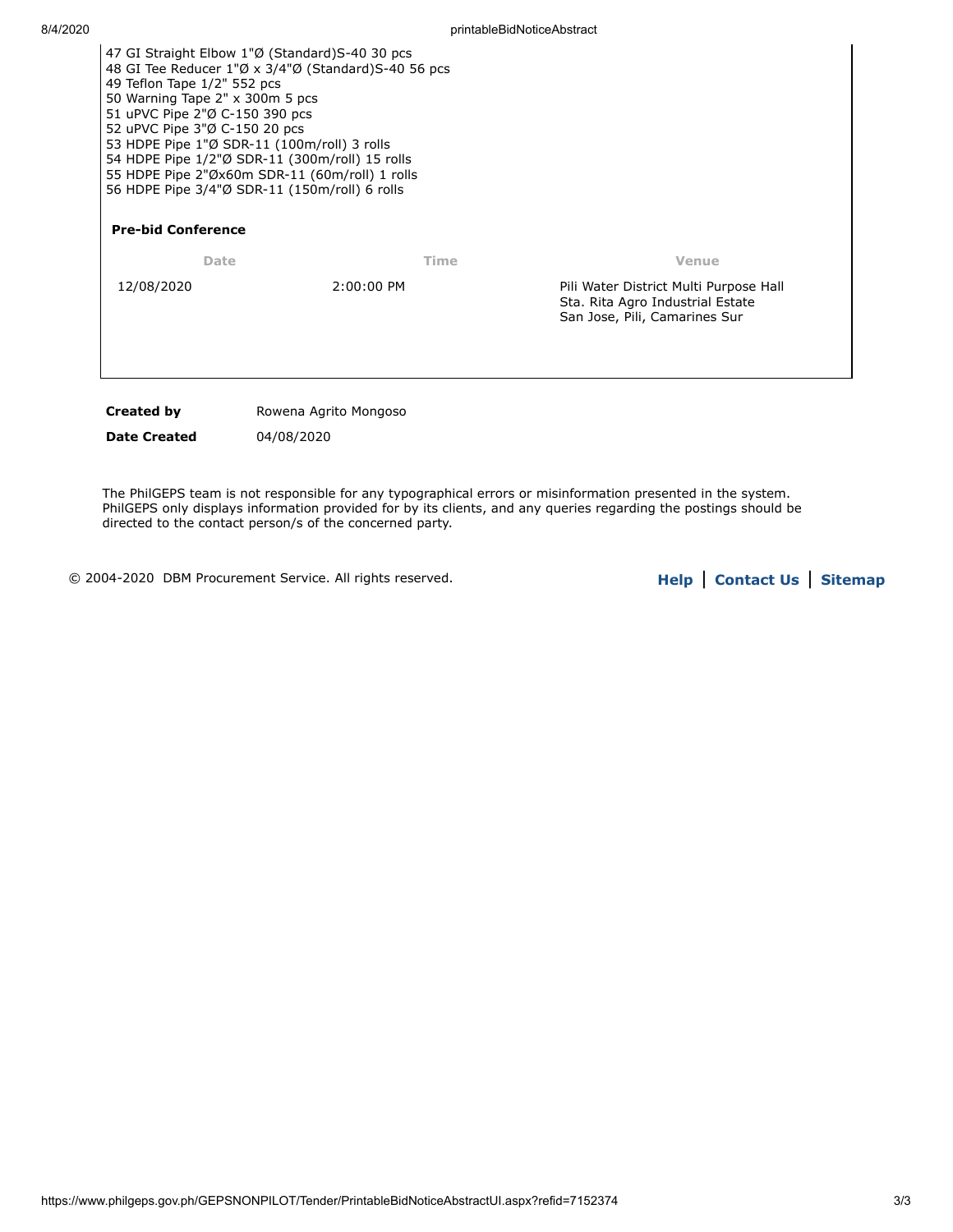47 GI Straight Elbow 1"Ø (Standard)S-40 30 pcs
48 GI Tee Reducer 1"Ø x 3/4"Ø (Standard)S-40 56 pcs
49 Teflon Tape 1/2" 552 pcs
50 Warning Tape 2" x 300m 5 pcs
51 uPVC Pipe 2"Ø C-150 390 pcs
52 uPVC Pipe 3"Ø C-150 20 pcs
53 HDPE Pipe 1"Ø SDR-11 (100m/roll) 3 rolls
54 HDPE Pipe 1/2"Ø SDR-11 (300m/roll) 15 rolls
55 HDPE Pipe 2"Øx60m SDR-11 (60m/roll) 1 rolls
56 HDPE Pipe 3/4"Ø SDR-11 (150m/roll) 6 rolls

**Pre-bid Conference**

| Date | Time | Venue |
|---|---|---|
| 12/08/2020 | 2:00:00 PM | Pili Water District Multi Purpose Hall Sta. Rita Agro Industrial Estate San Jose, Pili, Camarines Sur |

| | |
|---|---|
| **Created by** | Rowena Agrito Mongoso |
| **Date Created** | 04/08/2020 |

The PhilGEPS team is not responsible for any typographical errors or misinformation presented in the system. PhilGEPS only displays information provided for by its clients, and any queries regarding the postings should be directed to the contact person/s of the concerned party.

© 2004-2020 DBM Procurement Service. All rights reserved.

**Help** | **Contact Us** | **Sitemap**